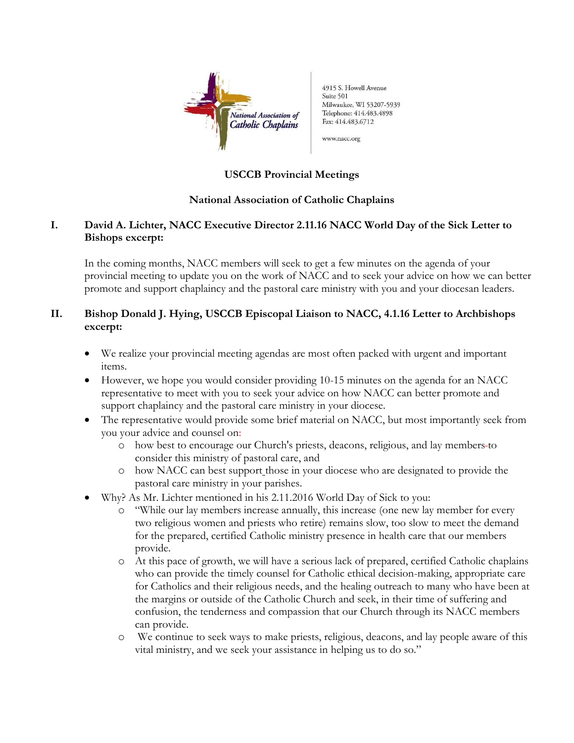National Association of Catholic Chaplains

4915 S. Howell Avenue
Suite 501
Milwaukee, WI 53207-5939
Telephone: 414.483.4898
Fax: 414.483.6712

www.nacc.org

**USCCB Provincial Meetings**

**National Association of Catholic Chaplains**

## I. David A. Lichter, NACC Executive Director 2.11.16 NACC World Day of the Sick Letter to Bishops excerpt:

In the coming months, NACC members will seek to get a few minutes on the agenda of your provincial meeting to update you on the work of NACC and to seek your advice on how we can better promote and support chaplaincy and the pastoral care ministry with you and your diocesan leaders.

## II. Bishop Donald J. Hying, USCCB Episcopal Liaison to NACC, 4.1.16 Letter to Archbishops excerpt:

- We realize your provincial meeting agendas are most often packed with urgent and important items.
- However, we hope you would consider providing 10-15 minutes on the agenda for an NACC representative to meet with you to seek your advice on how NACC can better promote and support chaplaincy and the pastoral care ministry in your diocese.
- The representative would provide some brief material on NACC, but most importantly seek from you your advice and counsel on:
    - how best to encourage our Church's priests, deacons, religious, and lay members to consider this ministry of pastoral care, and
    - how NACC can best support those in your diocese who are designated to provide the pastoral care ministry in your parishes.
- Why? As Mr. Lichter mentioned in his 2.11.2016 World Day of Sick to you:
    - "While our lay members increase annually, this increase (one new lay member for every two religious women and priests who retire) remains slow, too slow to meet the demand for the prepared, certified Catholic ministry presence in health care that our members provide.
    - At this pace of growth, we will have a serious lack of prepared, certified Catholic chaplains who can provide the timely counsel for Catholic ethical decision-making, appropriate care for Catholics and their religious needs, and the healing outreach to many who have been at the margins or outside of the Catholic Church and seek, in their time of suffering and confusion, the tenderness and compassion that our Church through its NACC members can provide.
    - We continue to seek ways to make priests, religious, deacons, and lay people aware of this vital ministry, and we seek your assistance in helping us to do so."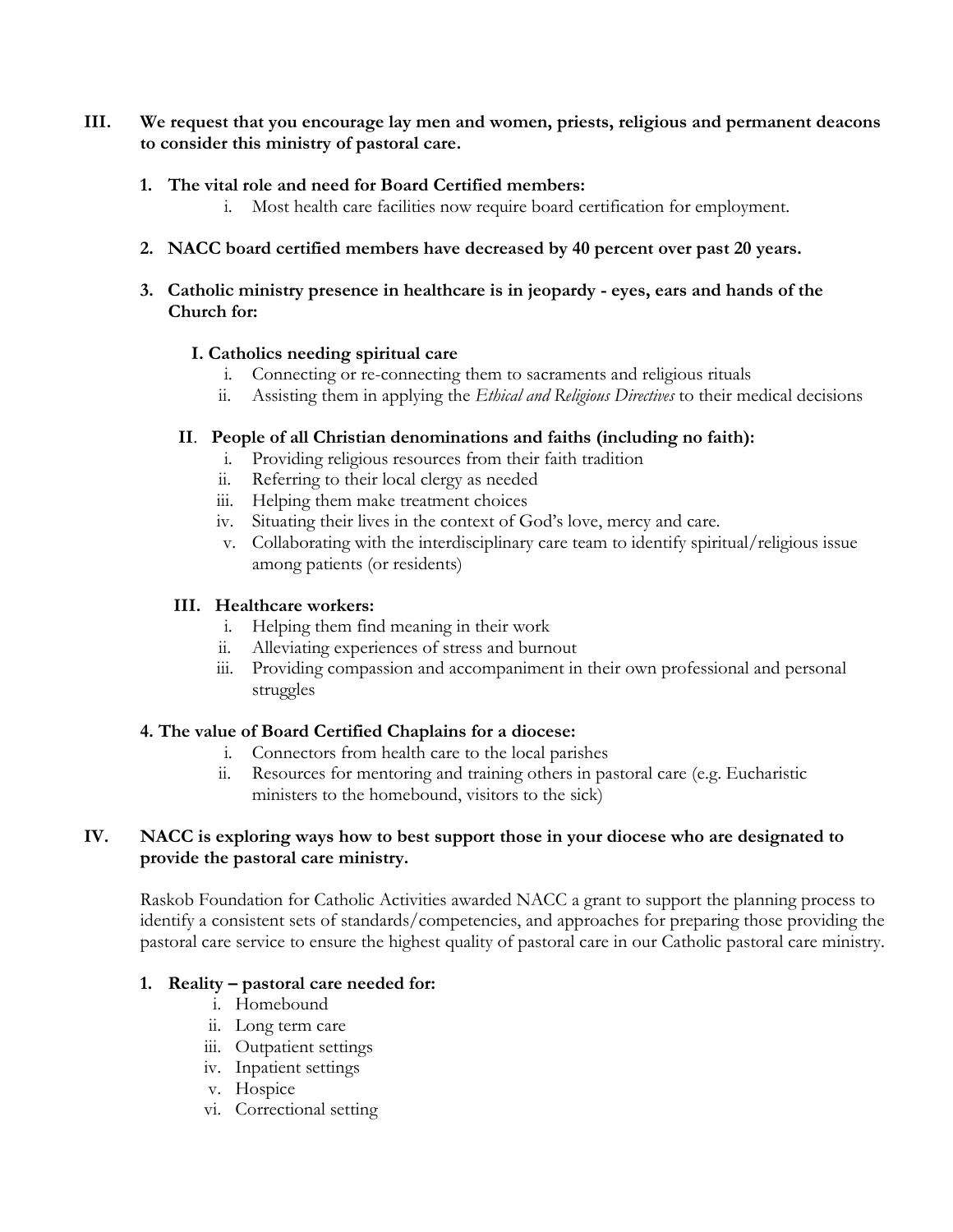**III. We request that you encourage lay men and women, priests, religious and permanent deacons to consider this ministry of pastoral care.**

1. **The vital role and need for Board Certified members:**
   i. Most health care facilities now require board certification for employment.

2. **NACC board certified members have decreased by 40 percent over past 20 years.**

3. **Catholic ministry presence in healthcare is in jeopardy - eyes, ears and hands of the Church for:**

   **I. Catholics needing spiritual care**
   i. Connecting or re-connecting them to sacraments and religious rituals
   ii. Assisting them in applying the *Ethical and Religious Directives* to their medical decisions

   **II. People of all Christian denominations and faiths (including no faith):**
   i. Providing religious resources from their faith tradition
   ii. Referring to their local clergy as needed
   iii. Helping them make treatment choices
   iv. Situating their lives in the context of God's love, mercy and care.
   v. Collaborating with the interdisciplinary care team to identify spiritual/religious issue among patients (or residents)

   **III. Healthcare workers:**
   i. Helping them find meaning in their work
   ii. Alleviating experiences of stress and burnout
   iii. Providing compassion and accompaniment in their own professional and personal struggles

4. **The value of Board Certified Chaplains for a diocese:**
   i. Connectors from health care to the local parishes
   ii. Resources for mentoring and training others in pastoral care (e.g. Eucharistic ministers to the homebound, visitors to the sick)

**IV. NACC is exploring ways how to best support those in your diocese who are designated to provide the pastoral care ministry.**

Raskob Foundation for Catholic Activities awarded NACC a grant to support the planning process to identify a consistent sets of standards/competencies, and approaches for preparing those providing the pastoral care service to ensure the highest quality of pastoral care in our Catholic pastoral care ministry.

1. **Reality – pastoral care needed for:**
   i. Homebound
   ii. Long term care
   iii. Outpatient settings
   iv. Inpatient settings
   v. Hospice
   vi. Correctional setting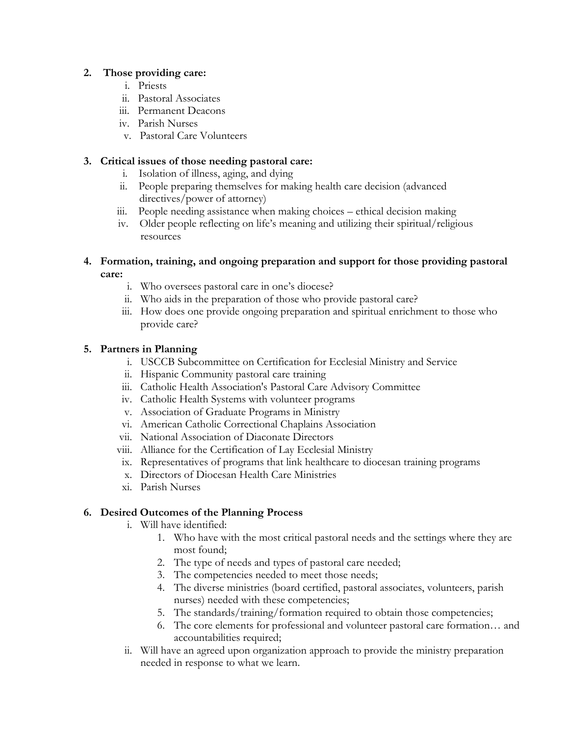2. **Those providing care:**
   i. Priests
   ii. Pastoral Associates
   iii. Permanent Deacons
   iv. Parish Nurses
   v. Pastoral Care Volunteers

3. **Critical issues of those needing pastoral care:**
   i. Isolation of illness, aging, and dying
   ii. People preparing themselves for making health care decision (advanced directives/power of attorney)
   iii. People needing assistance when making choices – ethical decision making
   iv. Older people reflecting on life's meaning and utilizing their spiritual/religious resources

4. **Formation, training, and ongoing preparation and support for those providing pastoral care:**
   i. Who oversees pastoral care in one's diocese?
   ii. Who aids in the preparation of those who provide pastoral care?
   iii. How does one provide ongoing preparation and spiritual enrichment to those who provide care?

5. **Partners in Planning**
   i. USCCB Subcommittee on Certification for Ecclesial Ministry and Service
   ii. Hispanic Community pastoral care training
   iii. Catholic Health Association's Pastoral Care Advisory Committee
   iv. Catholic Health Systems with volunteer programs
   v. Association of Graduate Programs in Ministry
   vi. American Catholic Correctional Chaplains Association
   vii. National Association of Diaconate Directors
   viii. Alliance for the Certification of Lay Ecclesial Ministry
   ix. Representatives of programs that link healthcare to diocesan training programs
   x. Directors of Diocesan Health Care Ministries
   xi. Parish Nurses

6. **Desired Outcomes of the Planning Process**
   i. Will have identified:
      1. Who have with the most critical pastoral needs and the settings where they are most found;
      2. The type of needs and types of pastoral care needed;
      3. The competencies needed to meet those needs;
      4. The diverse ministries (board certified, pastoral associates, volunteers, parish nurses) needed with these competencies;
      5. The standards/training/formation required to obtain those competencies;
      6. The core elements for professional and volunteer pastoral care formation… and accountabilities required;
   ii. Will have an agreed upon organization approach to provide the ministry preparation needed in response to what we learn.